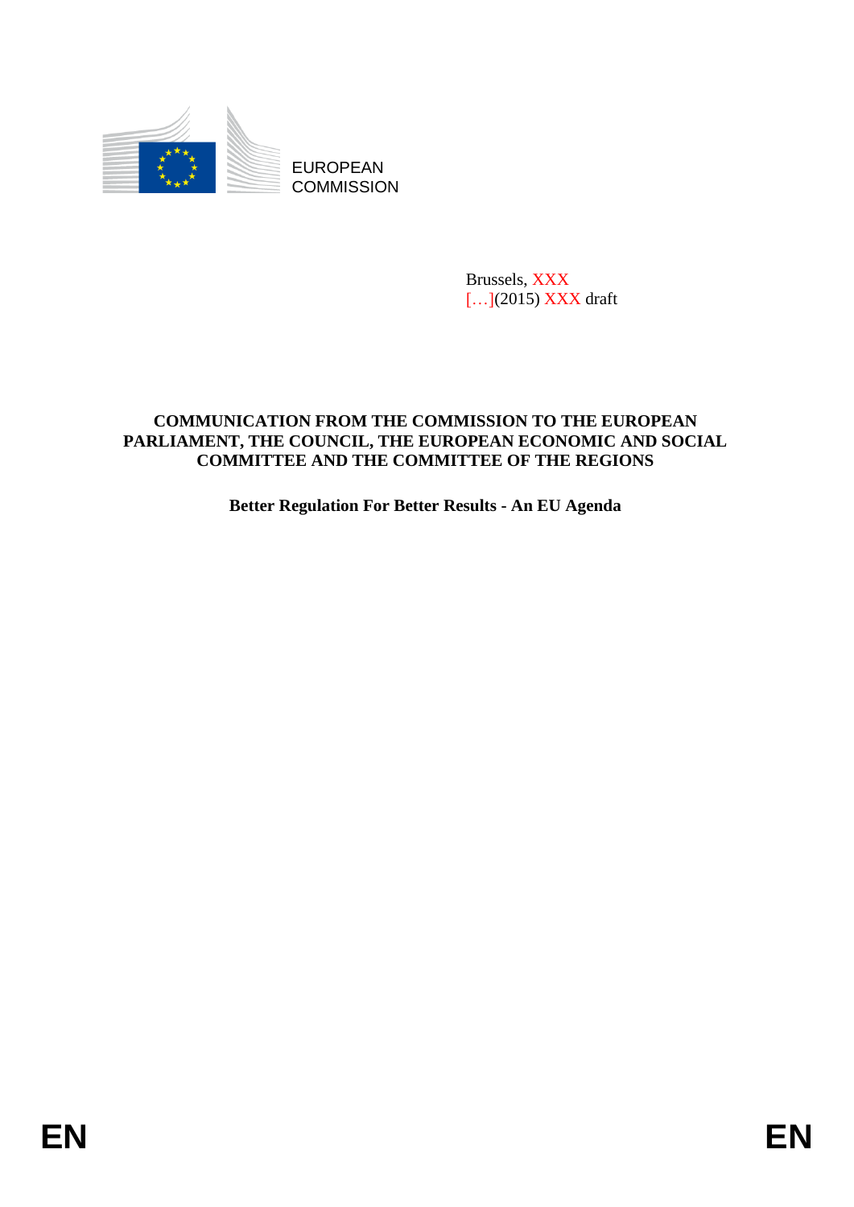EUROPEAN
COMMISSION

Brussels, XXX
[…](2015) XXX draft

**COMMUNICATION FROM THE COMMISSION TO THE EUROPEAN PARLIAMENT, THE COUNCIL, THE EUROPEAN ECONOMIC AND SOCIAL COMMITTEE AND THE COMMITTEE OF THE REGIONS**

**Better Regulation For Better Results - An EU Agenda**

EN EN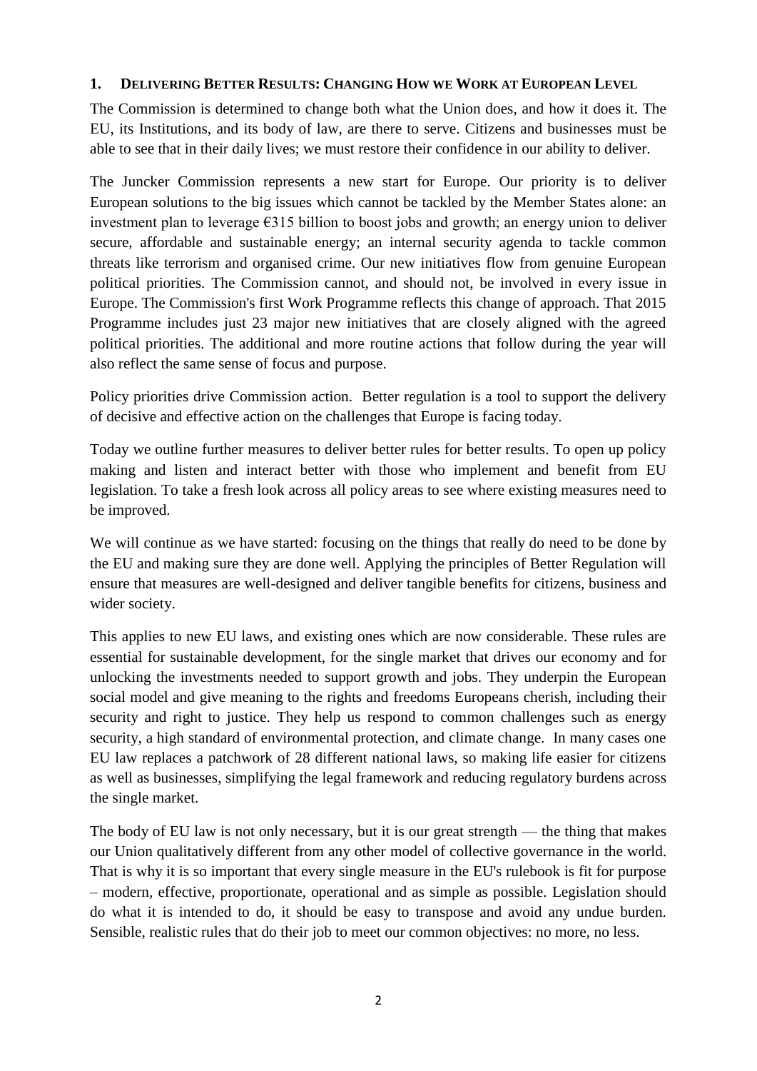## 1. DELIVERING BETTER RESULTS: CHANGING HOW WE WORK AT EUROPEAN LEVEL

The Commission is determined to change both what the Union does, and how it does it. The EU, its Institutions, and its body of law, are there to serve. Citizens and businesses must be able to see that in their daily lives; we must restore their confidence in our ability to deliver.

The Juncker Commission represents a new start for Europe. Our priority is to deliver European solutions to the big issues which cannot be tackled by the Member States alone: an investment plan to leverage €315 billion to boost jobs and growth; an energy union to deliver secure, affordable and sustainable energy; an internal security agenda to tackle common threats like terrorism and organised crime. Our new initiatives flow from genuine European political priorities. The Commission cannot, and should not, be involved in every issue in Europe. The Commission's first Work Programme reflects this change of approach. That 2015 Programme includes just 23 major new initiatives that are closely aligned with the agreed political priorities. The additional and more routine actions that follow during the year will also reflect the same sense of focus and purpose.

Policy priorities drive Commission action. Better regulation is a tool to support the delivery of decisive and effective action on the challenges that Europe is facing today.

Today we outline further measures to deliver better rules for better results. To open up policy making and listen and interact better with those who implement and benefit from EU legislation. To take a fresh look across all policy areas to see where existing measures need to be improved.

We will continue as we have started: focusing on the things that really do need to be done by the EU and making sure they are done well. Applying the principles of Better Regulation will ensure that measures are well-designed and deliver tangible benefits for citizens, business and wider society.

This applies to new EU laws, and existing ones which are now considerable. These rules are essential for sustainable development, for the single market that drives our economy and for unlocking the investments needed to support growth and jobs. They underpin the European social model and give meaning to the rights and freedoms Europeans cherish, including their security and right to justice. They help us respond to common challenges such as energy security, a high standard of environmental protection, and climate change. In many cases one EU law replaces a patchwork of 28 different national laws, so making life easier for citizens as well as businesses, simplifying the legal framework and reducing regulatory burdens across the single market.

The body of EU law is not only necessary, but it is our great strength — the thing that makes our Union qualitatively different from any other model of collective governance in the world. That is why it is so important that every single measure in the EU's rulebook is fit for purpose – modern, effective, proportionate, operational and as simple as possible. Legislation should do what it is intended to do, it should be easy to transpose and avoid any undue burden. Sensible, realistic rules that do their job to meet our common objectives: no more, no less.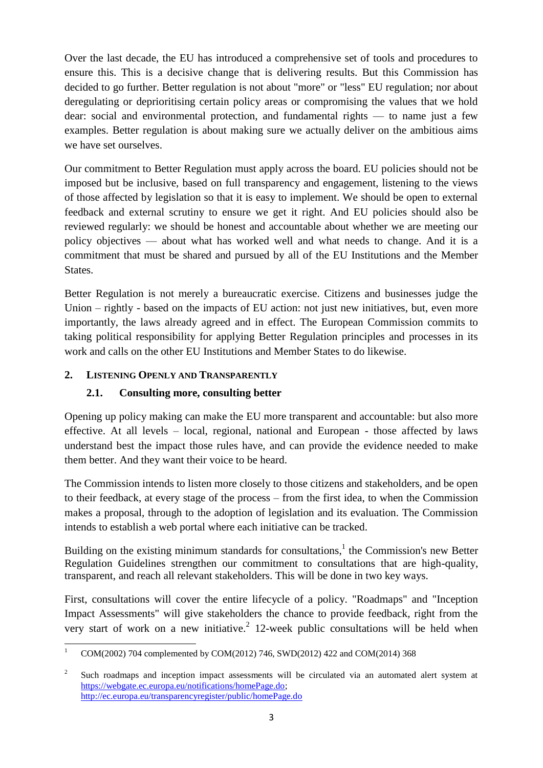Over the last decade, the EU has introduced a comprehensive set of tools and procedures to ensure this. This is a decisive change that is delivering results. But this Commission has decided to go further. Better regulation is not about "more" or "less" EU regulation; nor about deregulating or deprioritising certain policy areas or compromising the values that we hold dear: social and environmental protection, and fundamental rights — to name just a few examples. Better regulation is about making sure we actually deliver on the ambitious aims we have set ourselves.

Our commitment to Better Regulation must apply across the board. EU policies should not be imposed but be inclusive, based on full transparency and engagement, listening to the views of those affected by legislation so that it is easy to implement. We should be open to external feedback and external scrutiny to ensure we get it right. And EU policies should also be reviewed regularly: we should be honest and accountable about whether we are meeting our policy objectives — about what has worked well and what needs to change. And it is a commitment that must be shared and pursued by all of the EU Institutions and the Member States.

Better Regulation is not merely a bureaucratic exercise. Citizens and businesses judge the Union – rightly - based on the impacts of EU action: not just new initiatives, but, even more importantly, the laws already agreed and in effect. The European Commission commits to taking political responsibility for applying Better Regulation principles and processes in its work and calls on the other EU Institutions and Member States to do likewise.

## 2. Listening Openly and Transparently

### 2.1. Consulting more, consulting better

Opening up policy making can make the EU more transparent and accountable: but also more effective. At all levels – local, regional, national and European - those affected by laws understand best the impact those rules have, and can provide the evidence needed to make them better. And they want their voice to be heard.

The Commission intends to listen more closely to those citizens and stakeholders, and be open to their feedback, at every stage of the process – from the first idea, to when the Commission makes a proposal, through to the adoption of legislation and its evaluation. The Commission intends to establish a web portal where each initiative can be tracked.

Building on the existing minimum standards for consultations,[1] the Commission's new Better Regulation Guidelines strengthen our commitment to consultations that are high-quality, transparent, and reach all relevant stakeholders. This will be done in two key ways.

First, consultations will cover the entire lifecycle of a policy. "Roadmaps" and "Inception Impact Assessments" will give stakeholders the chance to provide feedback, right from the very start of work on a new initiative.[2] 12-week public consultations will be held when

[1] COM(2002) 704 complemented by COM(2012) 746, SWD(2012) 422 and COM(2014) 368

[2] Such roadmaps and inception impact assessments will be circulated via an automated alert system at https://webgate.ec.europa.eu/notifications/homePage.do; http://ec.europa.eu/transparencyregister/public/homePage.do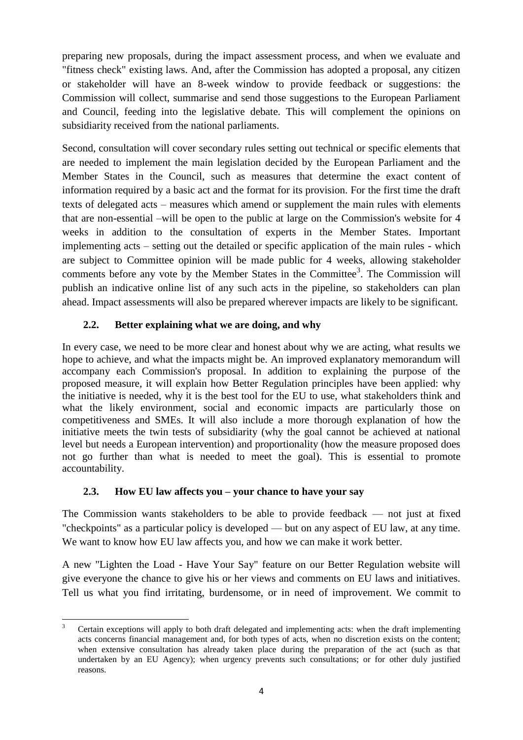preparing new proposals, during the impact assessment process, and when we evaluate and "fitness check" existing laws. And, after the Commission has adopted a proposal, any citizen or stakeholder will have an 8-week window to provide feedback or suggestions: the Commission will collect, summarise and send those suggestions to the European Parliament and Council, feeding into the legislative debate. This will complement the opinions on subsidiarity received from the national parliaments.

Second, consultation will cover secondary rules setting out technical or specific elements that are needed to implement the main legislation decided by the European Parliament and the Member States in the Council, such as measures that determine the exact content of information required by a basic act and the format for its provision. For the first time the draft texts of delegated acts – measures which amend or supplement the main rules with elements that are non-essential –will be open to the public at large on the Commission's website for 4 weeks in addition to the consultation of experts in the Member States. Important implementing acts – setting out the detailed or specific application of the main rules - which are subject to Committee opinion will be made public for 4 weeks, allowing stakeholder comments before any vote by the Member States in the Committee[3]. The Commission will publish an indicative online list of any such acts in the pipeline, so stakeholders can plan ahead. Impact assessments will also be prepared wherever impacts are likely to be significant.

### 2.2. Better explaining what we are doing, and why

In every case, we need to be more clear and honest about why we are acting, what results we hope to achieve, and what the impacts might be. An improved explanatory memorandum will accompany each Commission's proposal. In addition to explaining the purpose of the proposed measure, it will explain how Better Regulation principles have been applied: why the initiative is needed, why it is the best tool for the EU to use, what stakeholders think and what the likely environment, social and economic impacts are particularly those on competitiveness and SMEs. It will also include a more thorough explanation of how the initiative meets the twin tests of subsidiarity (why the goal cannot be achieved at national level but needs a European intervention) and proportionality (how the measure proposed does not go further than what is needed to meet the goal). This is essential to promote accountability.

### 2.3. How EU law affects you – your chance to have your say

The Commission wants stakeholders to be able to provide feedback — not just at fixed "checkpoints" as a particular policy is developed — but on any aspect of EU law, at any time. We want to know how EU law affects you, and how we can make it work better.

A new "Lighten the Load - Have Your Say" feature on our Better Regulation website will give everyone the chance to give his or her views and comments on EU laws and initiatives. Tell us what you find irritating, burdensome, or in need of improvement. We commit to

---

[3] Certain exceptions will apply to both draft delegated and implementing acts: when the draft implementing acts concerns financial management and, for both types of acts, when no discretion exists on the content; when extensive consultation has already taken place during the preparation of the act (such as that undertaken by an EU Agency); when urgency prevents such consultations; or for other duly justified reasons.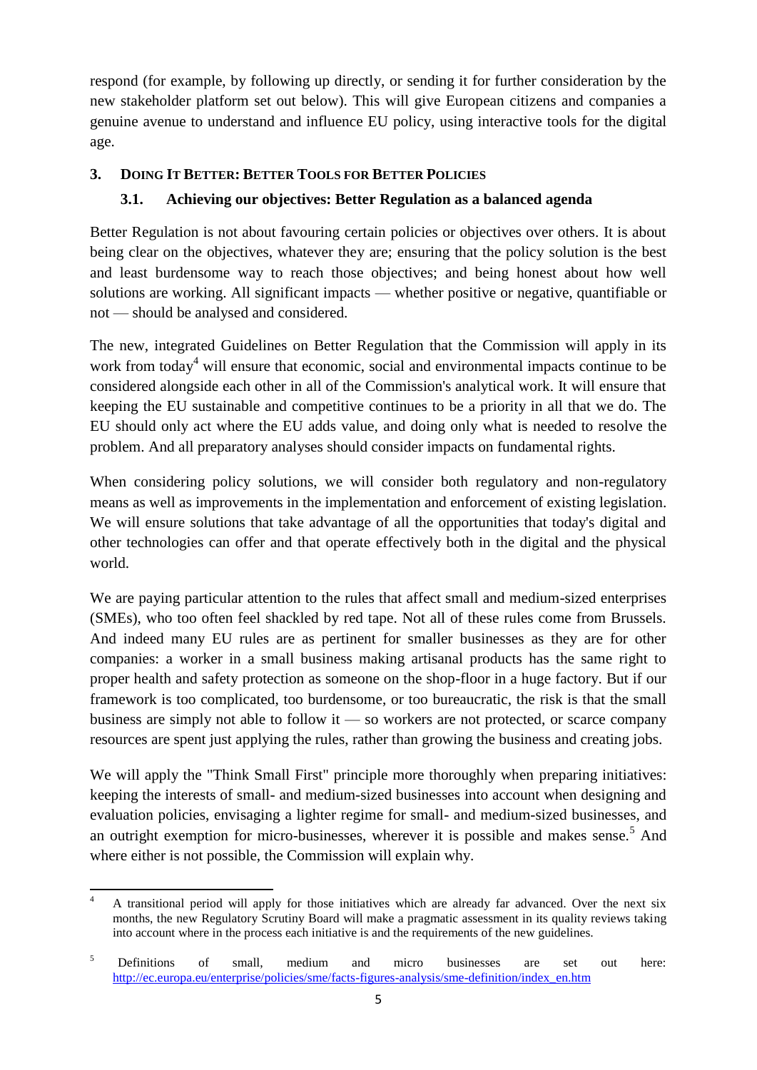respond (for example, by following up directly, or sending it for further consideration by the new stakeholder platform set out below). This will give European citizens and companies a genuine avenue to understand and influence EU policy, using interactive tools for the digital age.

## 3. Doing It Better: Better Tools for Better Policies

### 3.1. Achieving our objectives: Better Regulation as a balanced agenda

Better Regulation is not about favouring certain policies or objectives over others. It is about being clear on the objectives, whatever they are; ensuring that the policy solution is the best and least burdensome way to reach those objectives; and being honest about how well solutions are working. All significant impacts — whether positive or negative, quantifiable or not — should be analysed and considered.

The new, integrated Guidelines on Better Regulation that the Commission will apply in its work from today[4] will ensure that economic, social and environmental impacts continue to be considered alongside each other in all of the Commission's analytical work. It will ensure that keeping the EU sustainable and competitive continues to be a priority in all that we do. The EU should only act where the EU adds value, and doing only what is needed to resolve the problem. And all preparatory analyses should consider impacts on fundamental rights.

When considering policy solutions, we will consider both regulatory and non-regulatory means as well as improvements in the implementation and enforcement of existing legislation. We will ensure solutions that take advantage of all the opportunities that today's digital and other technologies can offer and that operate effectively both in the digital and the physical world.

We are paying particular attention to the rules that affect small and medium-sized enterprises (SMEs), who too often feel shackled by red tape. Not all of these rules come from Brussels. And indeed many EU rules are as pertinent for smaller businesses as they are for other companies: a worker in a small business making artisanal products has the same right to proper health and safety protection as someone on the shop-floor in a huge factory. But if our framework is too complicated, too burdensome, or too bureaucratic, the risk is that the small business are simply not able to follow it — so workers are not protected, or scarce company resources are spent just applying the rules, rather than growing the business and creating jobs.

We will apply the "Think Small First" principle more thoroughly when preparing initiatives: keeping the interests of small- and medium-sized businesses into account when designing and evaluation policies, envisaging a lighter regime for small- and medium-sized businesses, and an outright exemption for micro-businesses, wherever it is possible and makes sense.[5] And where either is not possible, the Commission will explain why.

---

[4] A transitional period will apply for those initiatives which are already far advanced. Over the next six months, the new Regulatory Scrutiny Board will make a pragmatic assessment in its quality reviews taking into account where in the process each initiative is and the requirements of the new guidelines.

[5] Definitions of small, medium and micro businesses are set out here: http://ec.europa.eu/enterprise/policies/sme/facts-figures-analysis/sme-definition/index_en.htm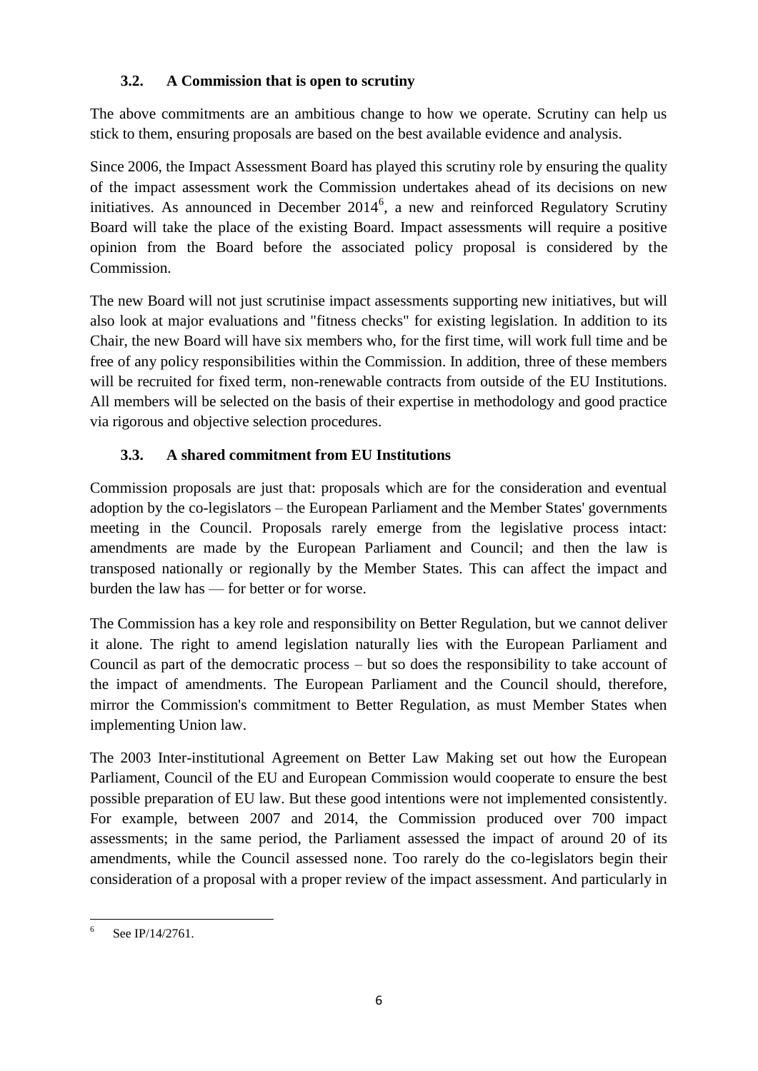### 3.2. A Commission that is open to scrutiny

The above commitments are an ambitious change to how we operate. Scrutiny can help us stick to them, ensuring proposals are based on the best available evidence and analysis.

Since 2006, the Impact Assessment Board has played this scrutiny role by ensuring the quality of the impact assessment work the Commission undertakes ahead of its decisions on new initiatives. As announced in December 2014[6], a new and reinforced Regulatory Scrutiny Board will take the place of the existing Board. Impact assessments will require a positive opinion from the Board before the associated policy proposal is considered by the Commission.

The new Board will not just scrutinise impact assessments supporting new initiatives, but will also look at major evaluations and "fitness checks" for existing legislation. In addition to its Chair, the new Board will have six members who, for the first time, will work full time and be free of any policy responsibilities within the Commission. In addition, three of these members will be recruited for fixed term, non-renewable contracts from outside of the EU Institutions. All members will be selected on the basis of their expertise in methodology and good practice via rigorous and objective selection procedures.

### 3.3. A shared commitment from EU Institutions

Commission proposals are just that: proposals which are for the consideration and eventual adoption by the co-legislators – the European Parliament and the Member States' governments meeting in the Council. Proposals rarely emerge from the legislative process intact: amendments are made by the European Parliament and Council; and then the law is transposed nationally or regionally by the Member States. This can affect the impact and burden the law has — for better or for worse.

The Commission has a key role and responsibility on Better Regulation, but we cannot deliver it alone. The right to amend legislation naturally lies with the European Parliament and Council as part of the democratic process – but so does the responsibility to take account of the impact of amendments. The European Parliament and the Council should, therefore, mirror the Commission's commitment to Better Regulation, as must Member States when implementing Union law.

The 2003 Inter-institutional Agreement on Better Law Making set out how the European Parliament, Council of the EU and European Commission would cooperate to ensure the best possible preparation of EU law. But these good intentions were not implemented consistently. For example, between 2007 and 2014, the Commission produced over 700 impact assessments; in the same period, the Parliament assessed the impact of around 20 of its amendments, while the Council assessed none. Too rarely do the co-legislators begin their consideration of a proposal with a proper review of the impact assessment. And particularly in

[6] See IP/14/2761.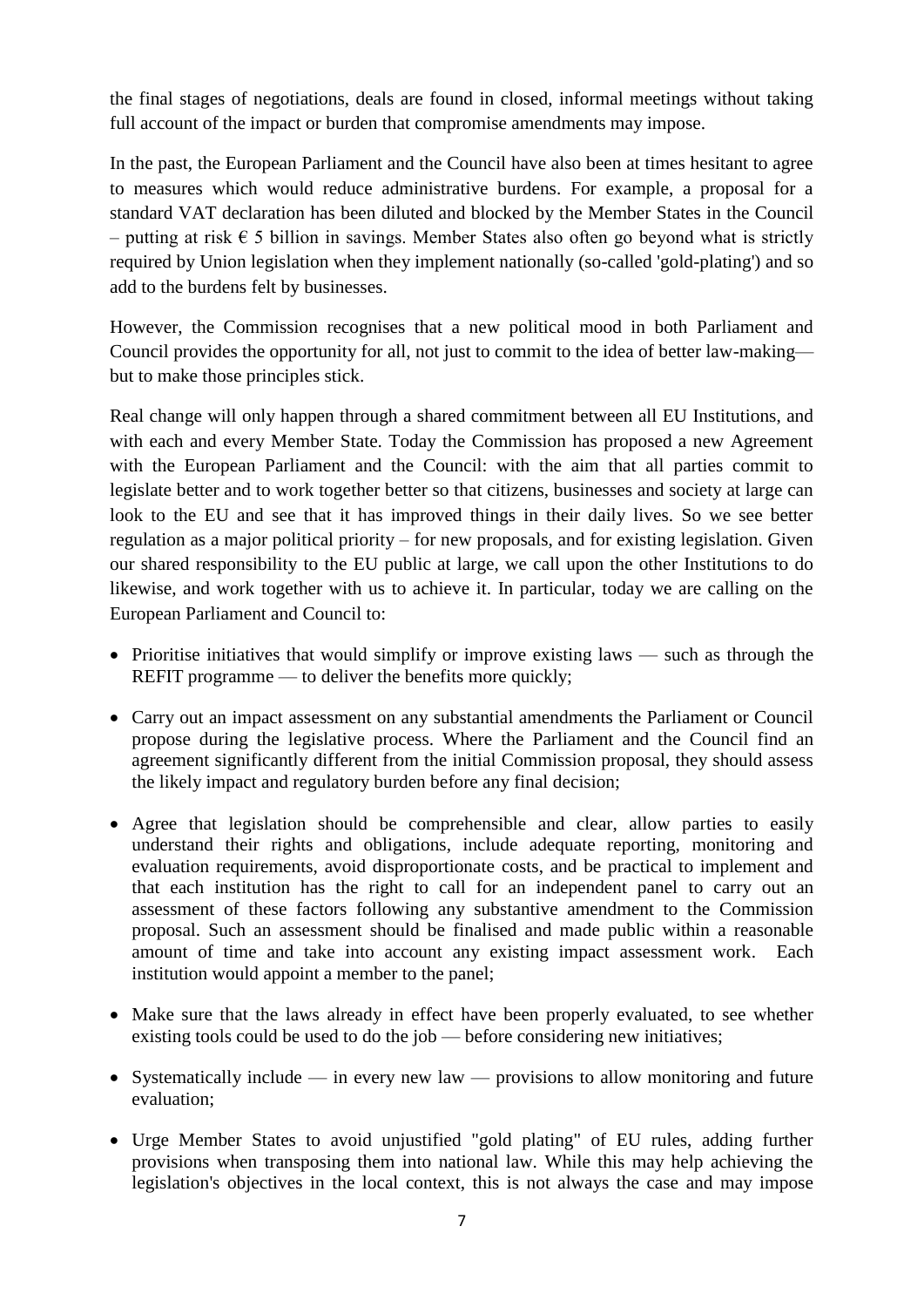the final stages of negotiations, deals are found in closed, informal meetings without taking full account of the impact or burden that compromise amendments may impose.

In the past, the European Parliament and the Council have also been at times hesitant to agree to measures which would reduce administrative burdens. For example, a proposal for a standard VAT declaration has been diluted and blocked by the Member States in the Council – putting at risk € 5 billion in savings. Member States also often go beyond what is strictly required by Union legislation when they implement nationally (so-called 'gold-plating') and so add to the burdens felt by businesses.

However, the Commission recognises that a new political mood in both Parliament and Council provides the opportunity for all, not just to commit to the idea of better law-making— but to make those principles stick.

Real change will only happen through a shared commitment between all EU Institutions, and with each and every Member State. Today the Commission has proposed a new Agreement with the European Parliament and the Council: with the aim that all parties commit to legislate better and to work together better so that citizens, businesses and society at large can look to the EU and see that it has improved things in their daily lives. So we see better regulation as a major political priority – for new proposals, and for existing legislation. Given our shared responsibility to the EU public at large, we call upon the other Institutions to do likewise, and work together with us to achieve it. In particular, today we are calling on the European Parliament and Council to:

- Prioritise initiatives that would simplify or improve existing laws — such as through the REFIT programme — to deliver the benefits more quickly;
- Carry out an impact assessment on any substantial amendments the Parliament or Council propose during the legislative process. Where the Parliament and the Council find an agreement significantly different from the initial Commission proposal, they should assess the likely impact and regulatory burden before any final decision;
- Agree that legislation should be comprehensible and clear, allow parties to easily understand their rights and obligations, include adequate reporting, monitoring and evaluation requirements, avoid disproportionate costs, and be practical to implement and that each institution has the right to call for an independent panel to carry out an assessment of these factors following any substantive amendment to the Commission proposal. Such an assessment should be finalised and made public within a reasonable amount of time and take into account any existing impact assessment work. Each institution would appoint a member to the panel;
- Make sure that the laws already in effect have been properly evaluated, to see whether existing tools could be used to do the job — before considering new initiatives;
- Systematically include — in every new law — provisions to allow monitoring and future evaluation;
- Urge Member States to avoid unjustified "gold plating" of EU rules, adding further provisions when transposing them into national law. While this may help achieving the legislation's objectives in the local context, this is not always the case and may impose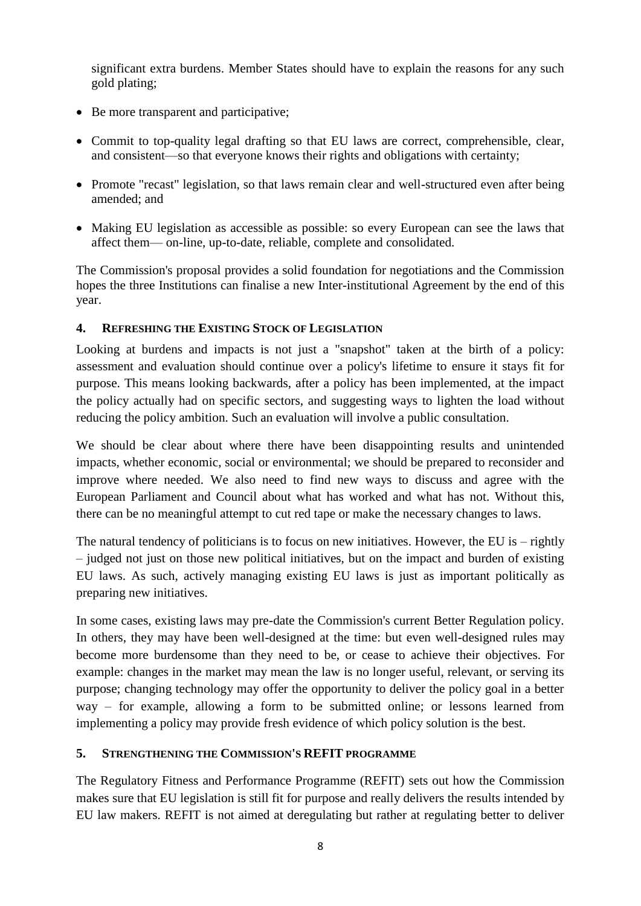significant extra burdens. Member States should have to explain the reasons for any such gold plating;

- Be more transparent and participative;
- Commit to top-quality legal drafting so that EU laws are correct, comprehensible, clear, and consistent—so that everyone knows their rights and obligations with certainty;
- Promote "recast" legislation, so that laws remain clear and well-structured even after being amended; and
- Making EU legislation as accessible as possible: so every European can see the laws that affect them— on-line, up-to-date, reliable, complete and consolidated.

The Commission's proposal provides a solid foundation for negotiations and the Commission hopes the three Institutions can finalise a new Inter-institutional Agreement by the end of this year.

## 4. Refreshing the Existing Stock of Legislation

Looking at burdens and impacts is not just a "snapshot" taken at the birth of a policy: assessment and evaluation should continue over a policy's lifetime to ensure it stays fit for purpose. This means looking backwards, after a policy has been implemented, at the impact the policy actually had on specific sectors, and suggesting ways to lighten the load without reducing the policy ambition. Such an evaluation will involve a public consultation.

We should be clear about where there have been disappointing results and unintended impacts, whether economic, social or environmental; we should be prepared to reconsider and improve where needed. We also need to find new ways to discuss and agree with the European Parliament and Council about what has worked and what has not. Without this, there can be no meaningful attempt to cut red tape or make the necessary changes to laws.

The natural tendency of politicians is to focus on new initiatives. However, the EU is – rightly – judged not just on those new political initiatives, but on the impact and burden of existing EU laws. As such, actively managing existing EU laws is just as important politically as preparing new initiatives.

In some cases, existing laws may pre-date the Commission's current Better Regulation policy. In others, they may have been well-designed at the time: but even well-designed rules may become more burdensome than they need to be, or cease to achieve their objectives. For example: changes in the market may mean the law is no longer useful, relevant, or serving its purpose; changing technology may offer the opportunity to deliver the policy goal in a better way – for example, allowing a form to be submitted online; or lessons learned from implementing a policy may provide fresh evidence of which policy solution is the best.

## 5. Strengthening the Commission's REFIT programme

The Regulatory Fitness and Performance Programme (REFIT) sets out how the Commission makes sure that EU legislation is still fit for purpose and really delivers the results intended by EU law makers. REFIT is not aimed at deregulating but rather at regulating better to deliver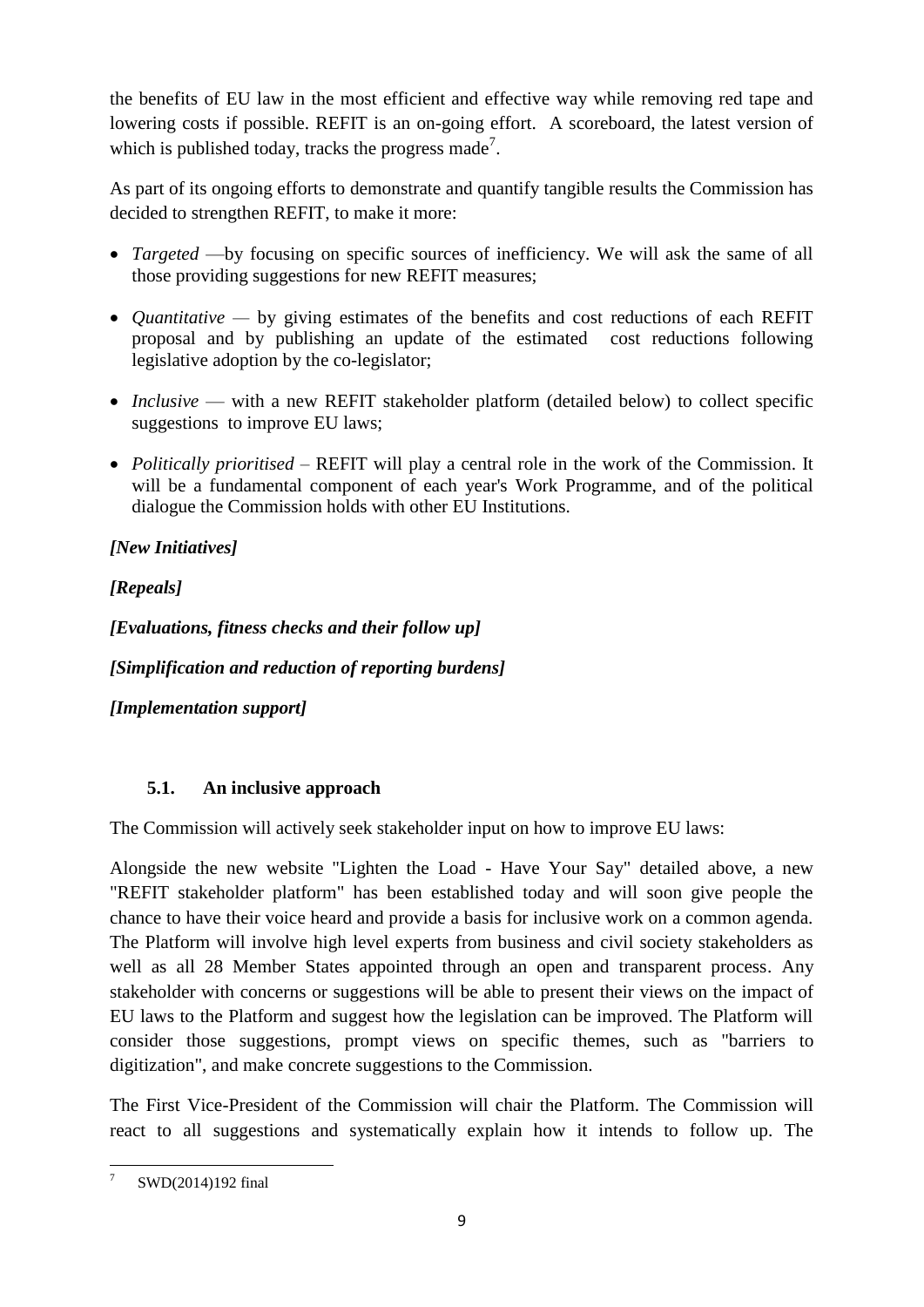the benefits of EU law in the most efficient and effective way while removing red tape and lowering costs if possible. REFIT is an on-going effort. A scoreboard, the latest version of which is published today, tracks the progress made[7].

As part of its ongoing efforts to demonstrate and quantify tangible results the Commission has decided to strengthen REFIT, to make it more:

- *Targeted* —by focusing on specific sources of inefficiency. We will ask the same of all those providing suggestions for new REFIT measures;
- *Quantitative* — by giving estimates of the benefits and cost reductions of each REFIT proposal and by publishing an update of the estimated cost reductions following legislative adoption by the co-legislator;
- *Inclusive* — with a new REFIT stakeholder platform (detailed below) to collect specific suggestions to improve EU laws;
- *Politically prioritised* – REFIT will play a central role in the work of the Commission. It will be a fundamental component of each year's Work Programme, and of the political dialogue the Commission holds with other EU Institutions.

***[New Initiatives]***

***[Repeals]***

***[Evaluations, fitness checks and their follow up]***

***[Simplification and reduction of reporting burdens]***

***[Implementation support]***

### 5.1. An inclusive approach

The Commission will actively seek stakeholder input on how to improve EU laws:

Alongside the new website "Lighten the Load - Have Your Say" detailed above, a new "REFIT stakeholder platform" has been established today and will soon give people the chance to have their voice heard and provide a basis for inclusive work on a common agenda. The Platform will involve high level experts from business and civil society stakeholders as well as all 28 Member States appointed through an open and transparent process. Any stakeholder with concerns or suggestions will be able to present their views on the impact of EU laws to the Platform and suggest how the legislation can be improved. The Platform will consider those suggestions, prompt views on specific themes, such as "barriers to digitization", and make concrete suggestions to the Commission.

The First Vice-President of the Commission will chair the Platform. The Commission will react to all suggestions and systematically explain how it intends to follow up. The

[7] SWD(2014)192 final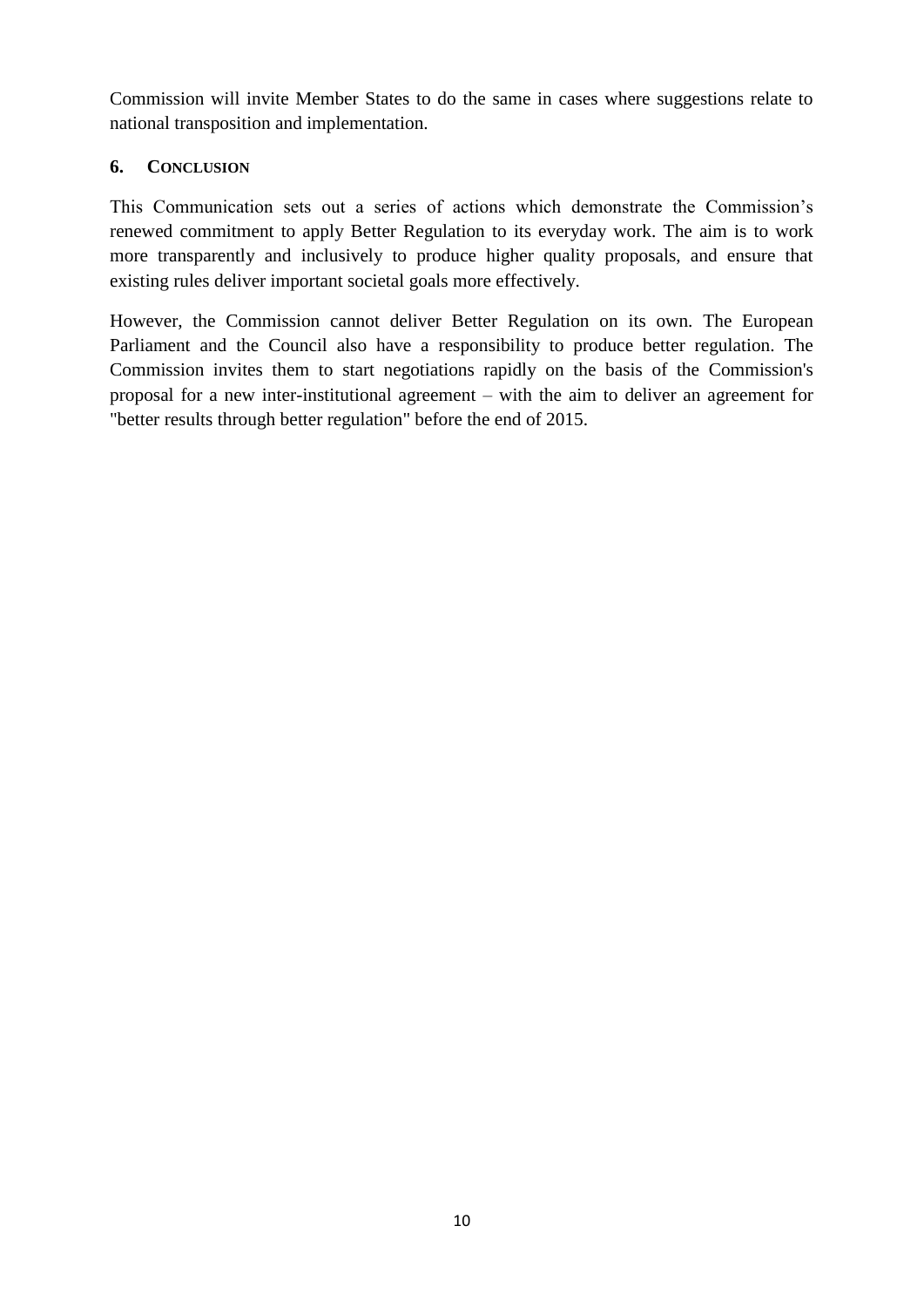Commission will invite Member States to do the same in cases where suggestions relate to national transposition and implementation.

## 6. Conclusion

This Communication sets out a series of actions which demonstrate the Commission's renewed commitment to apply Better Regulation to its everyday work. The aim is to work more transparently and inclusively to produce higher quality proposals, and ensure that existing rules deliver important societal goals more effectively.

However, the Commission cannot deliver Better Regulation on its own. The European Parliament and the Council also have a responsibility to produce better regulation. The Commission invites them to start negotiations rapidly on the basis of the Commission's proposal for a new inter-institutional agreement – with the aim to deliver an agreement for "better results through better regulation" before the end of 2015.